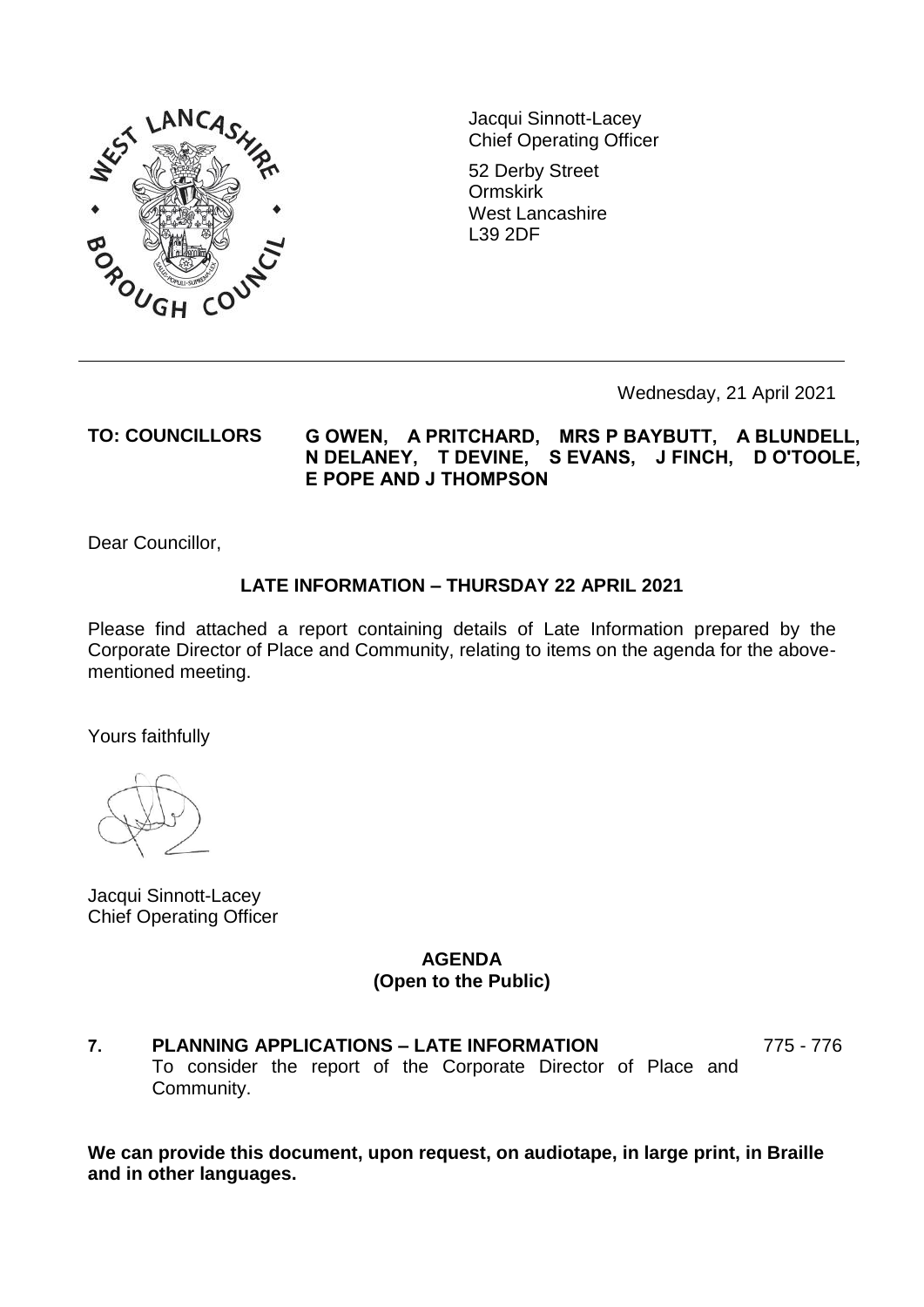Jacqui Sinnott-Lacey
Chief Operating Officer

52 Derby Street
Ormskirk
West Lancashire
L39 2DF

---

Wednesday, 21 April 2021

**TO: COUNCILLORS G OWEN, A PRITCHARD, MRS P BAYBUTT, A BLUNDELL, N DELANEY, T DEVINE, S EVANS, J FINCH, D O'TOOLE, E POPE AND J THOMPSON**

Dear Councillor,

**LATE INFORMATION – THURSDAY 22 APRIL 2021**

Please find attached a report containing details of Late Information prepared by the Corporate Director of Place and Community, relating to items on the agenda for the above-mentioned meeting.

Yours faithfully

Jacqui Sinnott-Lacey
Chief Operating Officer

**AGENDA**
**(Open to the Public)**

**7. PLANNING APPLICATIONS – LATE INFORMATION** 775 - 776

To consider the report of the Corporate Director of Place and Community.

**We can provide this document, upon request, on audiotape, in large print, in Braille and in other languages.**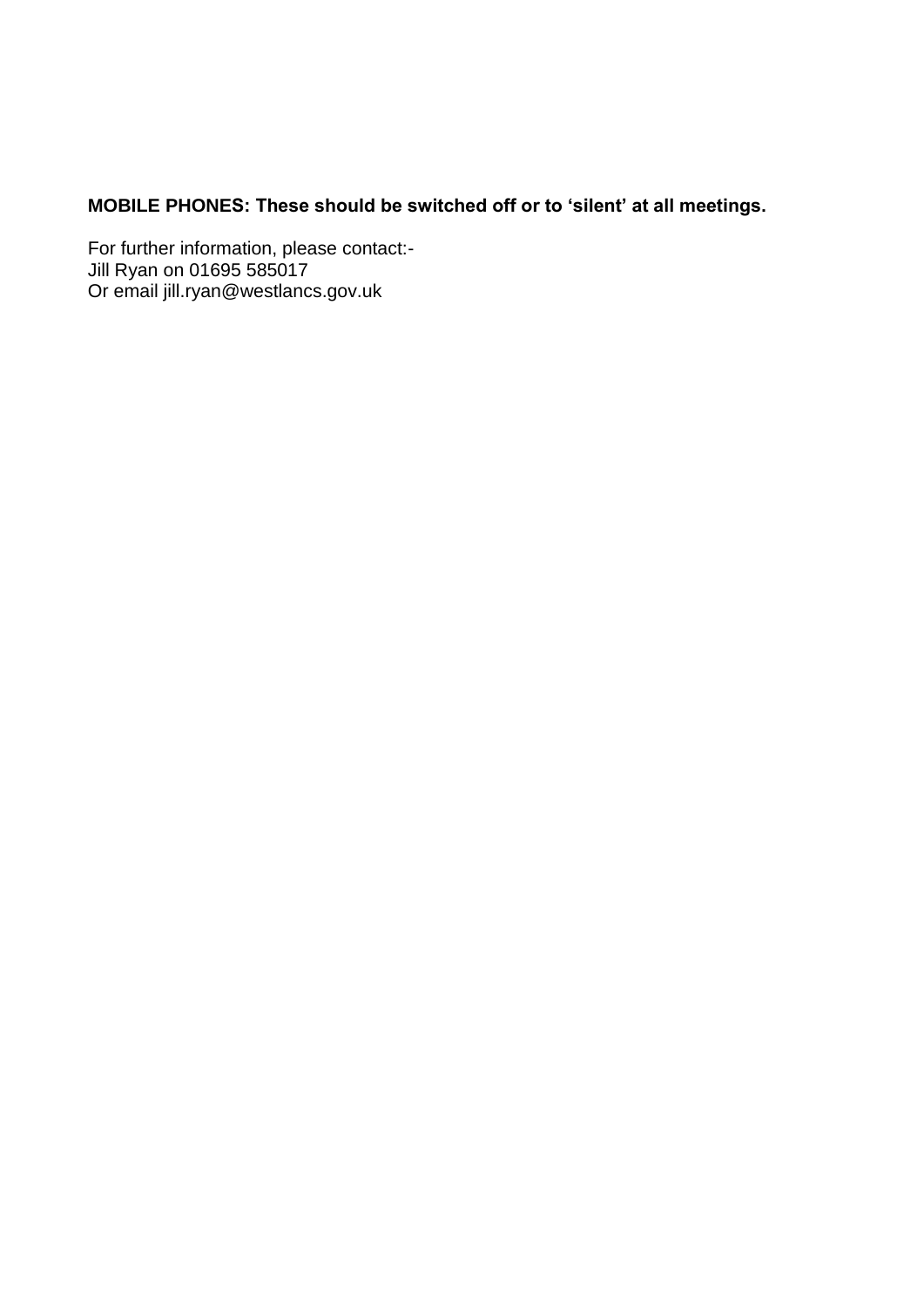**MOBILE PHONES: These should be switched off or to 'silent' at all meetings.**

For further information, please contact:-
Jill Ryan on 01695 585017
Or email jill.ryan@westlancs.gov.uk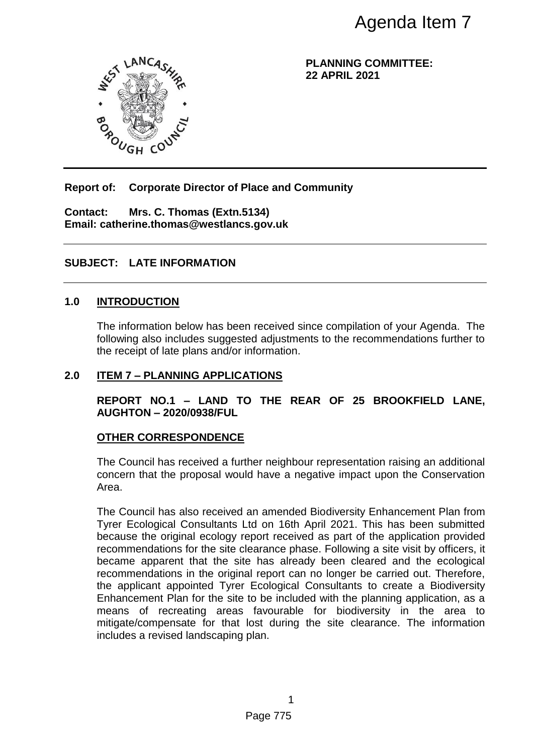Agenda Item 7

**PLANNING COMMITTEE:**
**22 APRIL 2021**

**Report of: Corporate Director of Place and Community**

**Contact: Mrs. C. Thomas (Extn.5134)**
**Email: catherine.thomas@westlancs.gov.uk**

**SUBJECT: LATE INFORMATION**

## 1.0 INTRODUCTION

The information below has been received since compilation of your Agenda. The following also includes suggested adjustments to the recommendations further to the receipt of late plans and/or information.

## 2.0 ITEM 7 – PLANNING APPLICATIONS

### REPORT NO.1 – LAND TO THE REAR OF 25 BROOKFIELD LANE, AUGHTON – 2020/0938/FUL

#### OTHER CORRESPONDENCE

The Council has received a further neighbour representation raising an additional concern that the proposal would have a negative impact upon the Conservation Area.

The Council has also received an amended Biodiversity Enhancement Plan from Tyrer Ecological Consultants Ltd on 16th April 2021. This has been submitted because the original ecology report received as part of the application provided recommendations for the site clearance phase. Following a site visit by officers, it became apparent that the site has already been cleared and the ecological recommendations in the original report can no longer be carried out. Therefore, the applicant appointed Tyrer Ecological Consultants to create a Biodiversity Enhancement Plan for the site to be included with the planning application, as a means of recreating areas favourable for biodiversity in the area to mitigate/compensate for that lost during the site clearance. The information includes a revised landscaping plan.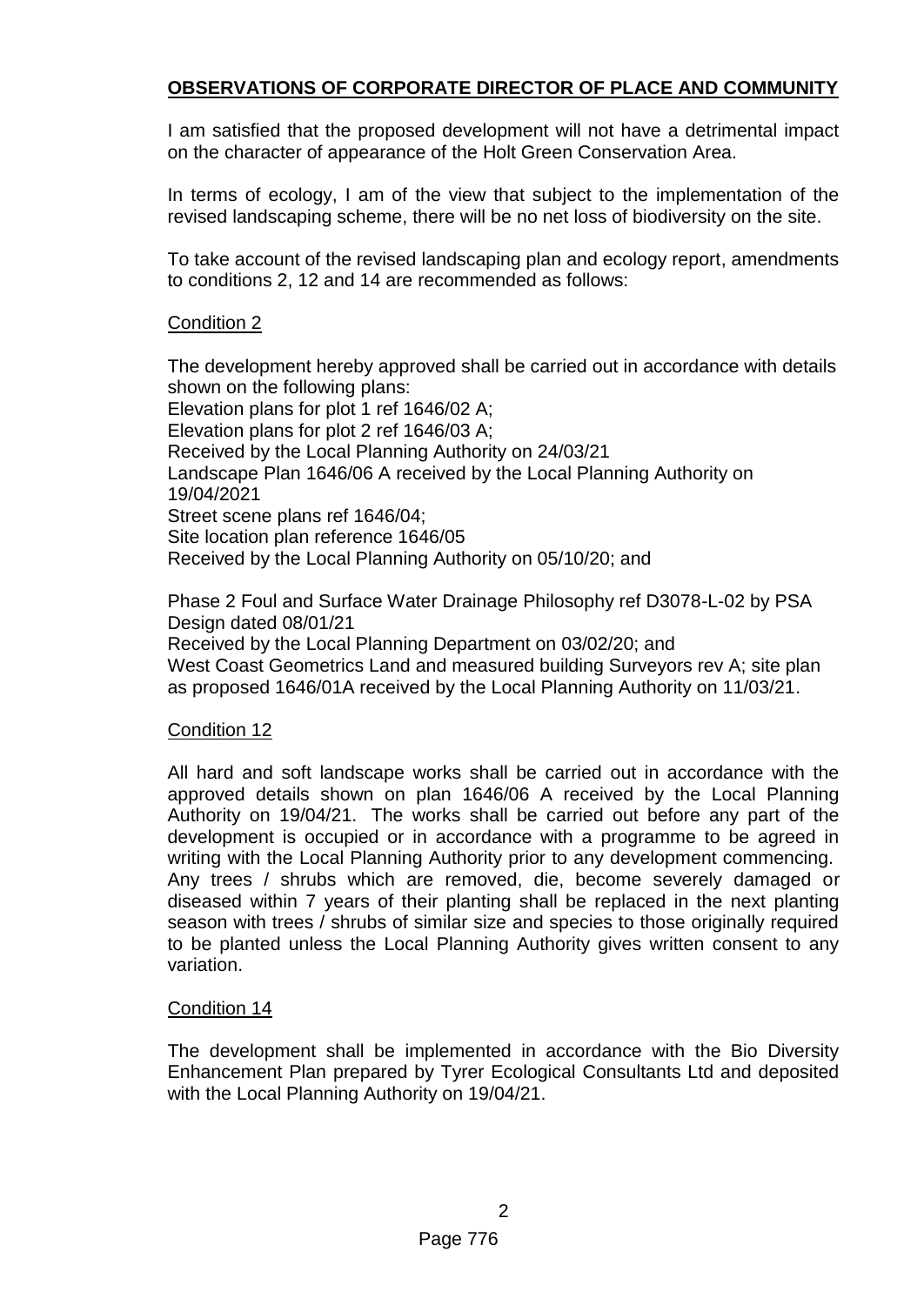## OBSERVATIONS OF CORPORATE DIRECTOR OF PLACE AND COMMUNITY

I am satisfied that the proposed development will not have a detrimental impact on the character of appearance of the Holt Green Conservation Area.

In terms of ecology, I am of the view that subject to the implementation of the revised landscaping scheme, there will be no net loss of biodiversity on the site.

To take account of the revised landscaping plan and ecology report, amendments to conditions 2, 12 and 14 are recommended as follows:

Condition 2

The development hereby approved shall be carried out in accordance with details shown on the following plans:
Elevation plans for plot 1 ref 1646/02 A;
Elevation plans for plot 2 ref 1646/03 A;
Received by the Local Planning Authority on 24/03/21
Landscape Plan 1646/06 A received by the Local Planning Authority on 19/04/2021
Street scene plans ref 1646/04;
Site location plan reference 1646/05
Received by the Local Planning Authority on 05/10/20; and

Phase 2 Foul and Surface Water Drainage Philosophy ref D3078-L-02 by PSA Design dated 08/01/21
Received by the Local Planning Department on 03/02/20; and
West Coast Geometrics Land and measured building Surveyors rev A; site plan as proposed 1646/01A received by the Local Planning Authority on 11/03/21.

Condition 12

All hard and soft landscape works shall be carried out in accordance with the approved details shown on plan 1646/06 A received by the Local Planning Authority on 19/04/21. The works shall be carried out before any part of the development is occupied or in accordance with a programme to be agreed in writing with the Local Planning Authority prior to any development commencing. Any trees / shrubs which are removed, die, become severely damaged or diseased within 7 years of their planting shall be replaced in the next planting season with trees / shrubs of similar size and species to those originally required to be planted unless the Local Planning Authority gives written consent to any variation.

Condition 14

The development shall be implemented in accordance with the Bio Diversity Enhancement Plan prepared by Tyrer Ecological Consultants Ltd and deposited with the Local Planning Authority on 19/04/21.